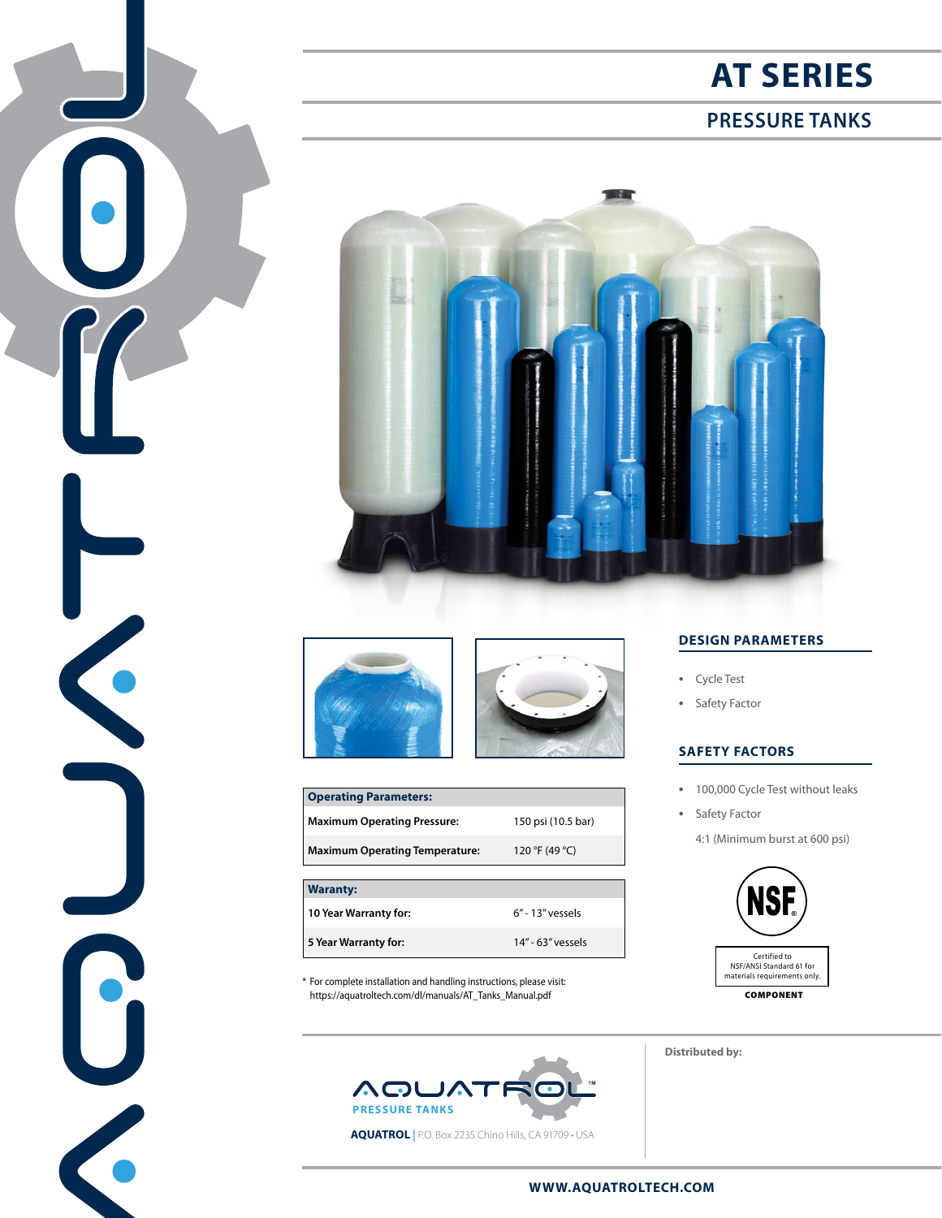# AT SERIES

## PRESSURE TANKS

### DESIGN PARAMETERS

- Cycle Test
- Safety Factor

### SAFETY FACTORS

- 100,000 Cycle Test without leaks
- Safety Factor

  4:1 (Minimum burst at 600 psi)

| Operating Parameters: | |
|---|---|
| Maximum Operating Pressure: | 150 psi (10.5 bar) |
| Maximum Operating Temperature: | 120 °F (49 °C) |

| Waranty: | |
|---|---|
| 10 Year Warranty for: | 6" - 13" vessels |
| 5 Year Warranty for: | 14" - 63" vessels |

* For complete installation and handling instructions, please visit: https://aquatroltech.com/dl/manuals/AT_Tanks_Manual.pdf

NSF®

Certified to NSF/ANSI Standard 61 for materials requirements only.

COMPONENT

AQUATROL™ PRESSURE TANKS

**AQUATROL** | P.O. Box 2235 Chino Hills, CA 91709 • USA

**Distributed by:**

**WWW.AQUATROLTECH.COM**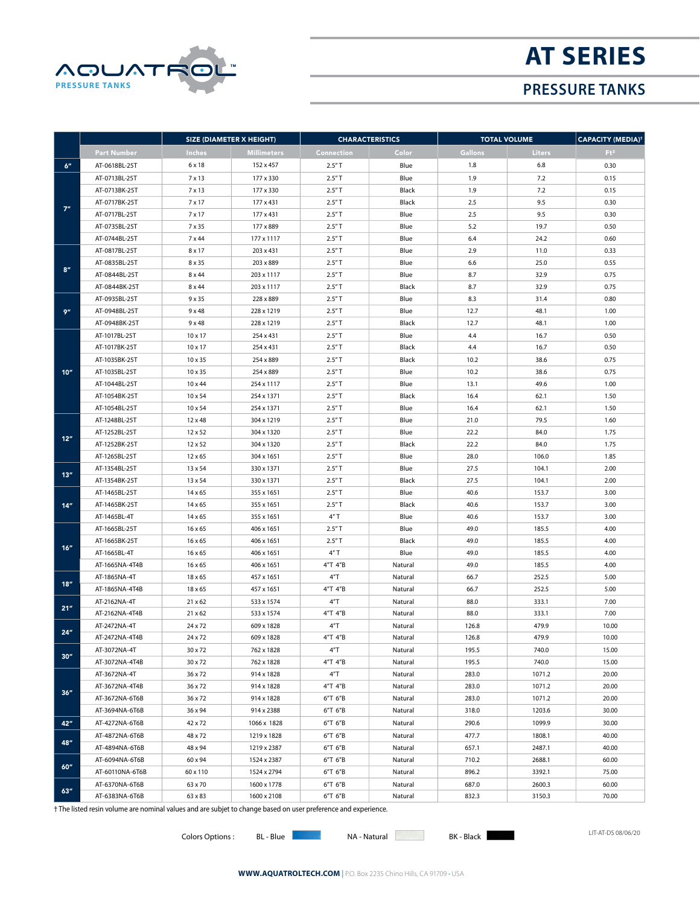AQUATROL™ PRESSURE TANKS

# AT SERIES

## PRESSURE TANKS

| | | SIZE (DIAMETER X HEIGHT) | | CHARACTERISTICS | | TOTAL VOLUME | | CAPACITY (MEDIA)† |
|---|---|---|---|---|---|---|---|---|
| | Part Number | Inches | Millimeters | Connection | Color | Gallons | Liters | Ft³ |
| 6" | AT-0618BL-25T | 6 x 18 | 152 x 457 | 2.5" T | Blue | 1.8 | 6.8 | 0.30 |
| 7" | AT-0713BL-25T | 7 x 13 | 177 x 330 | 2.5" T | Blue | 1.9 | 7.2 | 0.15 |
| | AT-0713BK-25T | 7 x 13 | 177 x 330 | 2.5" T | Black | 1.9 | 7.2 | 0.15 |
| | AT-0717BK-25T | 7 x 17 | 177 x 431 | 2.5" T | Black | 2.5 | 9.5 | 0.30 |
| | AT-0717BL-25T | 7 x 17 | 177 x 431 | 2.5" T | Blue | 2.5 | 9.5 | 0.30 |
| | AT-0735BL-25T | 7 x 35 | 177 x 889 | 2.5" T | Blue | 5.2 | 19.7 | 0.50 |
| | AT-0744BL-25T | 7 x 44 | 177 x 1117 | 2.5" T | Blue | 6.4 | 24.2 | 0.60 |
| 8" | AT-0817BL-25T | 8 x 17 | 203 x 431 | 2.5" T | Blue | 2.9 | 11.0 | 0.33 |
| | AT-0835BL-25T | 8 x 35 | 203 x 889 | 2.5" T | Blue | 6.6 | 25.0 | 0.55 |
| | AT-0844BL-25T | 8 x 44 | 203 x 1117 | 2.5" T | Blue | 8.7 | 32.9 | 0.75 |
| | AT-0844BK-25T | 8 x 44 | 203 x 1117 | 2.5" T | Black | 8.7 | 32.9 | 0.75 |
| 9" | AT-0935BL-25T | 9 x 35 | 228 x 889 | 2.5" T | Blue | 8.3 | 31.4 | 0.80 |
| | AT-0948BL-25T | 9 x 48 | 228 x 1219 | 2.5" T | Blue | 12.7 | 48.1 | 1.00 |
| | AT-0948BK-25T | 9 x 48 | 228 x 1219 | 2.5" T | Black | 12.7 | 48.1 | 1.00 |
| 10" | AT-1017BL-25T | 10 x 17 | 254 x 431 | 2.5" T | Blue | 4.4 | 16.7 | 0.50 |
| | AT-1017BK-25T | 10 x 17 | 254 x 431 | 2.5" T | Black | 4.4 | 16.7 | 0.50 |
| | AT-1035BK-25T | 10 x 35 | 254 x 889 | 2.5" T | Black | 10.2 | 38.6 | 0.75 |
| | AT-1035BL-25T | 10 x 35 | 254 x 889 | 2.5" T | Blue | 10.2 | 38.6 | 0.75 |
| | AT-1044BL-25T | 10 x 44 | 254 x 1117 | 2.5" T | Blue | 13.1 | 49.6 | 1.00 |
| | AT-1054BK-25T | 10 x 54 | 254 x 1371 | 2.5" T | Black | 16.4 | 62.1 | 1.50 |
| | AT-1054BL-25T | 10 x 54 | 254 x 1371 | 2.5" T | Blue | 16.4 | 62.1 | 1.50 |
| 12" | AT-1248BL-25T | 12 x 48 | 304 x 1219 | 2.5" T | Blue | 21.0 | 79.5 | 1.60 |
| | AT-1252BL-25T | 12 x 52 | 304 x 1320 | 2.5" T | Blue | 22.2 | 84.0 | 1.75 |
| | AT-1252BK-25T | 12 x 52 | 304 x 1320 | 2.5" T | Black | 22.2 | 84.0 | 1.75 |
| | AT-1265BL-25T | 12 x 65 | 304 x 1651 | 2.5" T | Blue | 28.0 | 106.0 | 1.85 |
| 13" | AT-1354BL-25T | 13 x 54 | 330 x 1371 | 2.5" T | Blue | 27.5 | 104.1 | 2.00 |
| | AT-1354BK-25T | 13 x 54 | 330 x 1371 | 2.5" T | Black | 27.5 | 104.1 | 2.00 |
| 14" | AT-1465BL-25T | 14 x 65 | 355 x 1651 | 2.5" T | Blue | 40.6 | 153.7 | 3.00 |
| | AT-1465BK-25T | 14 x 65 | 355 x 1651 | 2.5" T | Black | 40.6 | 153.7 | 3.00 |
| | AT-1465BL-4T | 14 x 65 | 355 x 1651 | 4" T | Blue | 40.6 | 153.7 | 3.00 |
| 16" | AT-1665BL-25T | 16 x 65 | 406 x 1651 | 2.5" T | Blue | 49.0 | 185.5 | 4.00 |
| | AT-1665BK-25T | 16 x 65 | 406 x 1651 | 2.5" T | Black | 49.0 | 185.5 | 4.00 |
| | AT-1665BL-4T | 16 x 65 | 406 x 1651 | 4" T | Blue | 49.0 | 185.5 | 4.00 |
| | AT-1665NA-4T4B | 16 x 65 | 406 x 1651 | 4"T 4"B | Natural | 49.0 | 185.5 | 4.00 |
| 18" | AT-1865NA-4T | 18 x 65 | 457 x 1651 | 4"T | Natural | 66.7 | 252.5 | 5.00 |
| | AT-1865NA-4T4B | 18 x 65 | 457 x 1651 | 4"T 4"B | Natural | 66.7 | 252.5 | 5.00 |
| 21" | AT-2162NA-4T | 21 x 62 | 533 x 1574 | 4"T | Natural | 88.0 | 333.1 | 7.00 |
| | AT-2162NA-4T4B | 21 x 62 | 533 x 1574 | 4"T 4"B | Natural | 88.0 | 333.1 | 7.00 |
| 24" | AT-2472NA-4T | 24 x 72 | 609 x 1828 | 4"T | Natural | 126.8 | 479.9 | 10.00 |
| | AT-2472NA-4T4B | 24 x 72 | 609 x 1828 | 4"T 4"B | Natural | 126.8 | 479.9 | 10.00 |
| 30" | AT-3072NA-4T | 30 x 72 | 762 x 1828 | 4"T | Natural | 195.5 | 740.0 | 15.00 |
| | AT-3072NA-4T4B | 30 x 72 | 762 x 1828 | 4"T 4"B | Natural | 195.5 | 740.0 | 15.00 |
| 36" | AT-3672NA-4T | 36 x 72 | 914 x 1828 | 4"T | Natural | 283.0 | 1071.2 | 20.00 |
| | AT-3672NA-4T4B | 36 x 72 | 914 x 1828 | 4"T 4"B | Natural | 283.0 | 1071.2 | 20.00 |
| | AT-3672NA-6T6B | 36 x 72 | 914 x 1828 | 6"T 6"B | Natural | 283.0 | 1071.2 | 20.00 |
| | AT-3694NA-6T6B | 36 x 94 | 914 x 2388 | 6"T 6"B | Natural | 318.0 | 1203.6 | 30.00 |
| 42" | AT-4272NA-6T6B | 42 x 72 | 1066 x 1828 | 6"T 6"B | Natural | 290.6 | 1099.9 | 30.00 |
| 48" | AT-4872NA-6T6B | 48 x 72 | 1219 x 1828 | 6"T 6"B | Natural | 477.7 | 1808.1 | 40.00 |
| | AT-4894NA-6T6B | 48 x 94 | 1219 x 2387 | 6"T 6"B | Natural | 657.1 | 2487.1 | 40.00 |
| 60" | AT-6094NA-6T6B | 60 x 94 | 1524 x 2387 | 6"T 6"B | Natural | 710.2 | 2688.1 | 60.00 |
| | AT-60110NA-6T6B | 60 x 110 | 1524 x 2794 | 6"T 6"B | Natural | 896.2 | 3392.1 | 75.00 |
| 63" | AT-6370NA-6T6B | 63 x 70 | 1600 x 1778 | 6"T 6"B | Natural | 687.0 | 2600.3 | 60.00 |
| | AT-6383NA-6T6B | 63 x 83 | 1600 x 2108 | 6"T 6"B | Natural | 832.3 | 3150.3 | 70.00 |

† The listed resin volume are nominal values and are subjet to change based on user preference and experience.

Colors Options : BL - Blue NA - Natural BK - Black

LIT-AT-DS 08/06/20

**WWW.AQUATROLTECH.COM** | P.O. Box 2235 Chino Hills, CA 91709 • USA